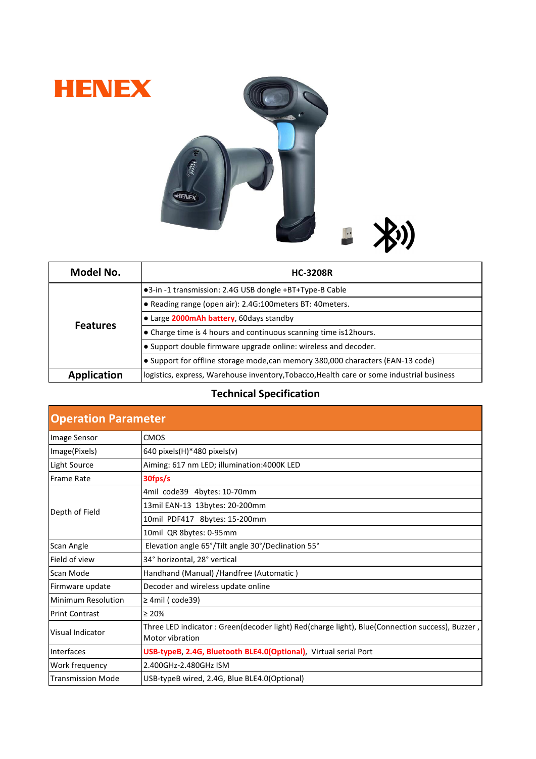# HENEX

| Model No. | HC-3208R |
|---|---|
| Features | ●3-in -1 transmission: 2.4G USB dongle +BT+Type-B Cable |
| | ● Reading range (open air): 2.4G:100meters BT: 40meters. |
| | ● Large **2000mAh battery**, 60days standby |
| | ● Charge time is 4 hours and continuous scanning time is12hours. |
| | ● Support double firmware upgrade online: wireless and decoder. |
| | ● Support for offline storage mode,can memory 380,000 characters (EAN-13 code) |
| Application | logistics, express, Warehouse inventory,Tobacco,Health care or some industrial business |

## Technical Specification

| Operation Parameter | |
|---|---|
| Image Sensor | CMOS |
| Image(Pixels) | 640 pixels(H)*480 pixels(v) |
| Light Source | Aiming: 617 nm LED; illumination:4000K LED |
| Frame Rate | **30fps/s** |
| Depth of Field | 4mil code39 4bytes: 10-70mm |
| | 13mil EAN-13 13bytes: 20-200mm |
| | 10mil PDF417 8bytes: 15-200mm |
| | 10mil QR 8bytes: 0-95mm |
| Scan Angle | Elevation angle 65°/Tilt angle 30°/Declination 55° |
| Field of view | 34° horizontal, 28° vertical |
| Scan Mode | Handhand (Manual) /Handfree (Automatic ) |
| Firmware update | Decoder and wireless update online |
| Minimum Resolution | ≥ 4mil ( code39) |
| Print Contrast | ≥ 20% |
| Visual Indicator | Three LED indicator : Green(decoder light) Red(charge light), Blue(Connection success), Buzzer , Motor vibration |
| Interfaces | **USB-typeB**, **2.4G, Bluetooth BLE4.0(Optional)**, Virtual serial Port |
| Work frequency | 2.400GHz-2.480GHz ISM |
| Transmission Mode | USB-typeB wired, 2.4G, Blue BLE4.0(Optional) |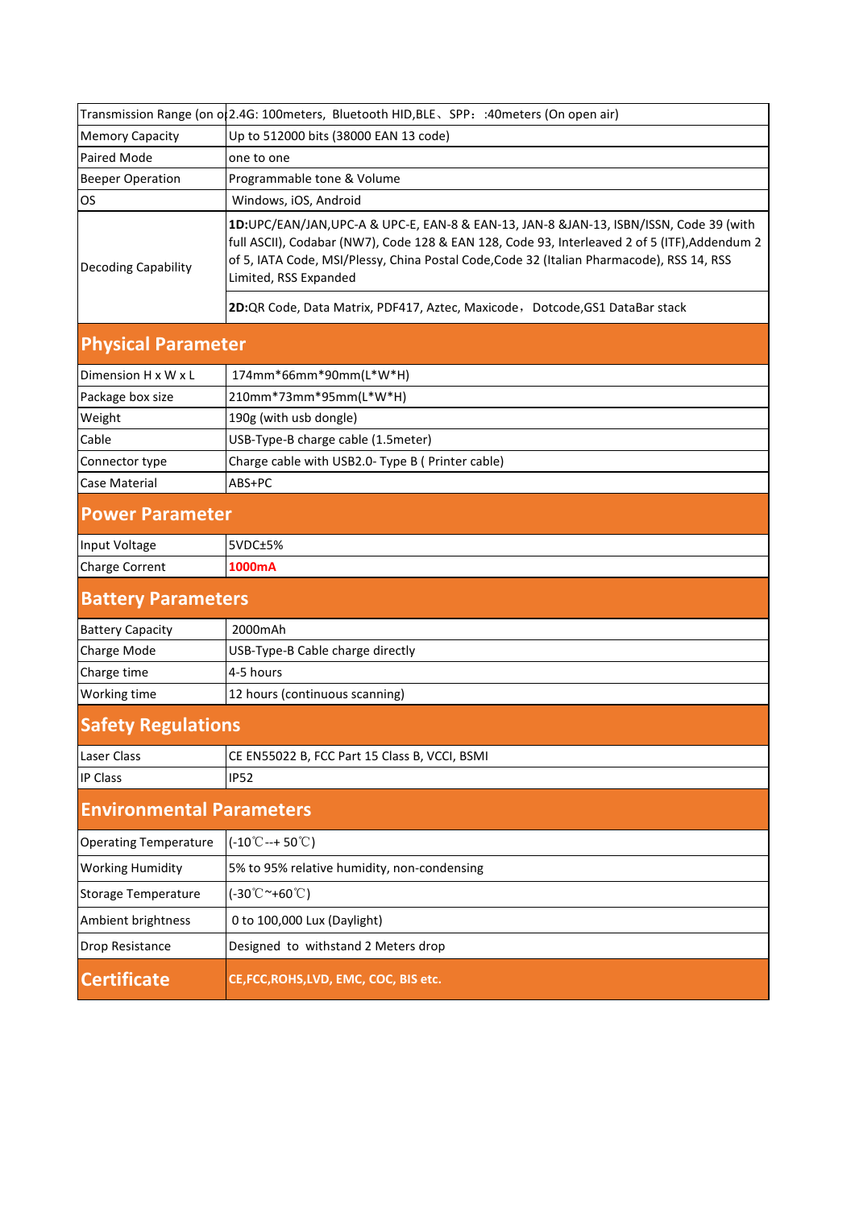| | |
|---|---|
| Transmission Range (on o | 2.4G: 100meters, Bluetooth HID,BLE、SPP: :40meters (On open air) |
| Memory Capacity | Up to 512000 bits (38000 EAN 13 code) |
| Paired Mode | one to one |
| Beeper Operation | Programmable tone & Volume |
| OS | Windows, iOS, Android |
| Decoding Capability | **1D:**UPC/EAN/JAN,UPC-A & UPC-E, EAN-8 & EAN-13, JAN-8 &JAN-13, ISBN/ISSN, Code 39 (with full ASCII), Codabar (NW7), Code 128 & EAN 128, Code 93, Interleaved 2 of 5 (ITF),Addendum 2 of 5, IATA Code, MSI/Plessy, China Postal Code,Code 32 (Italian Pharmacode), RSS 14, RSS Limited, RSS Expanded |
| | **2D:**QR Code, Data Matrix, PDF417, Aztec, Maxicode， Dotcode,GS1 DataBar stack |

## Physical Parameter

| | |
|---|---|
| Dimension H x W x L | 174mm*66mm*90mm(L*W*H) |
| Package box size | 210mm*73mm*95mm(L*W*H) |
| Weight | 190g (with usb dongle) |
| Cable | USB-Type-B charge cable (1.5meter) |
| Connector type | Charge cable with USB2.0- Type B ( Printer cable) |
| Case Material | ABS+PC |

## Power Parameter

| | |
|---|---|
| Input Voltage | 5VDC±5% |
| Charge Current | **1000mA** |

## Battery Parameters

| | |
|---|---|
| Battery Capacity | 2000mAh |
| Charge Mode | USB-Type-B Cable charge directly |
| Charge time | 4-5 hours |
| Working time | 12 hours (continuous scanning) |

## Safety Regulations

| | |
|---|---|
| Laser Class | CE EN55022 B, FCC Part 15 Class B, VCCI, BSMI |
| IP Class | IP52 |

## Environmental Parameters

| | |
|---|---|
| Operating Temperature | (-10℃--+ 50℃) |
| Working Humidity | 5% to 95% relative humidity, non-condensing |
| Storage Temperature | (-30℃~+60℃) |
| Ambient brightness | 0 to 100,000 Lux (Daylight) |
| Drop Resistance | Designed to withstand 2 Meters drop |

## Certificate

**CE,FCC,ROHS,LVD, EMC, COC, BIS etc.**